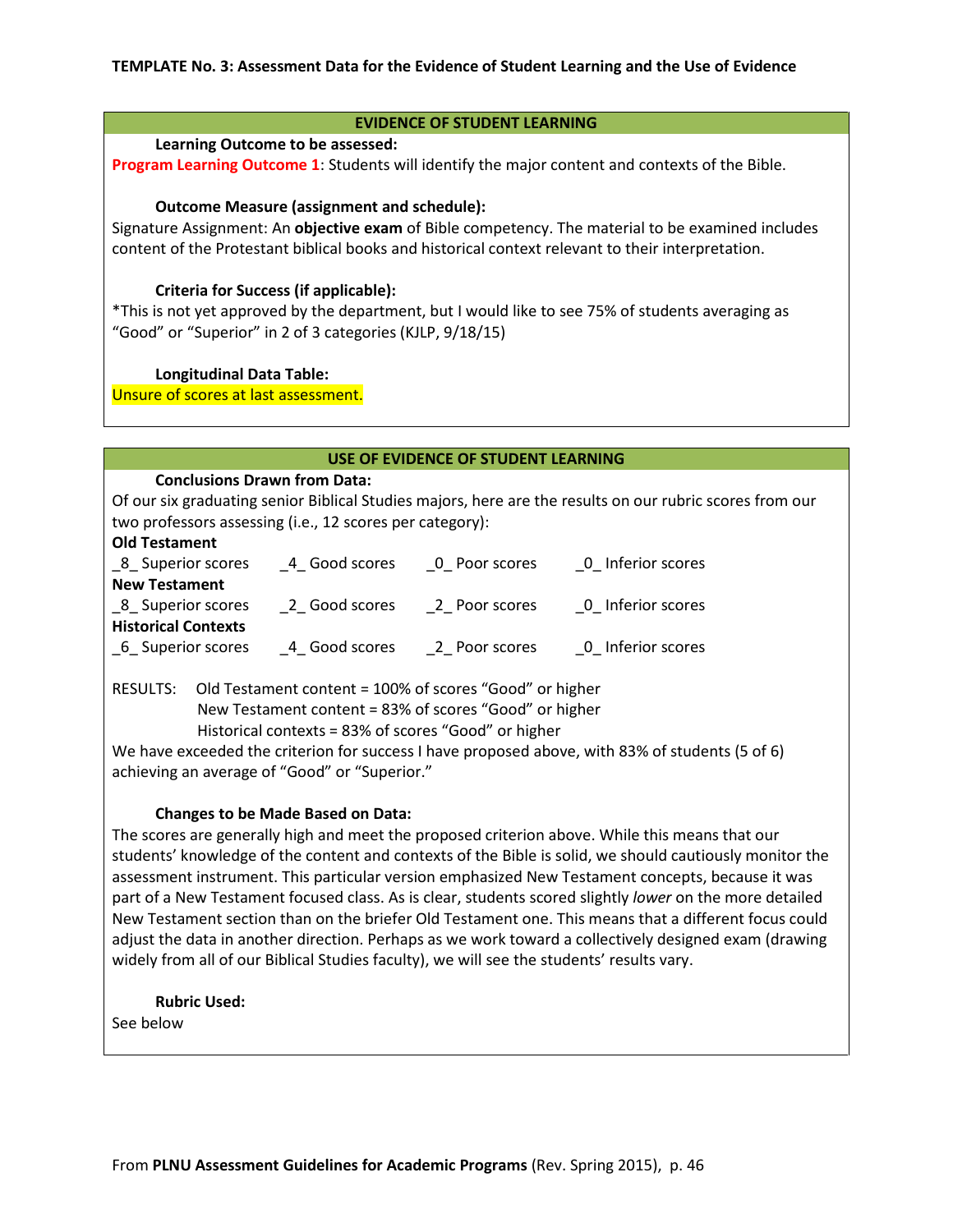**TEMPLATE No. 3: Assessment Data for the Evidence of Student Learning and the Use of Evidence**

## EVIDENCE OF STUDENT LEARNING

**Learning Outcome to be assessed:**

**Program Learning Outcome 1**: Students will identify the major content and contexts of the Bible.

**Outcome Measure (assignment and schedule):**

Signature Assignment: An **objective exam** of Bible competency. The material to be examined includes content of the Protestant biblical books and historical context relevant to their interpretation.

**Criteria for Success (if applicable):**

*This is not yet approved by the department, but I would like to see 75% of students averaging as "Good" or "Superior" in 2 of 3 categories (KJLP, 9/18/15)

**Longitudinal Data Table:**

Unsure of scores at last assessment.

## USE OF EVIDENCE OF STUDENT LEARNING

**Conclusions Drawn from Data:**

Of our six graduating senior Biblical Studies majors, here are the results on our rubric scores from our two professors assessing (i.e., 12 scores per category):

**Old Testament**

_8_ Superior scores _4_ Good scores _0_ Poor scores _0_ Inferior scores

**New Testament**

_8_ Superior scores _2_ Good scores _2_ Poor scores _0_ Inferior scores

**Historical Contexts**

_6_ Superior scores _4_ Good scores _2_ Poor scores _0_ Inferior scores

RESULTS: Old Testament content = 100% of scores "Good" or higher
New Testament content = 83% of scores "Good" or higher
Historical contexts = 83% of scores "Good" or higher

We have exceeded the criterion for success I have proposed above, with 83% of students (5 of 6) achieving an average of "Good" or "Superior."

**Changes to be Made Based on Data:**

The scores are generally high and meet the proposed criterion above. While this means that our students' knowledge of the content and contexts of the Bible is solid, we should cautiously monitor the assessment instrument. This particular version emphasized New Testament concepts, because it was part of a New Testament focused class. As is clear, students scored slightly *lower* on the more detailed New Testament section than on the briefer Old Testament one. This means that a different focus could adjust the data in another direction. Perhaps as we work toward a collectively designed exam (drawing widely from all of our Biblical Studies faculty), we will see the students' results vary.

**Rubric Used:**

See below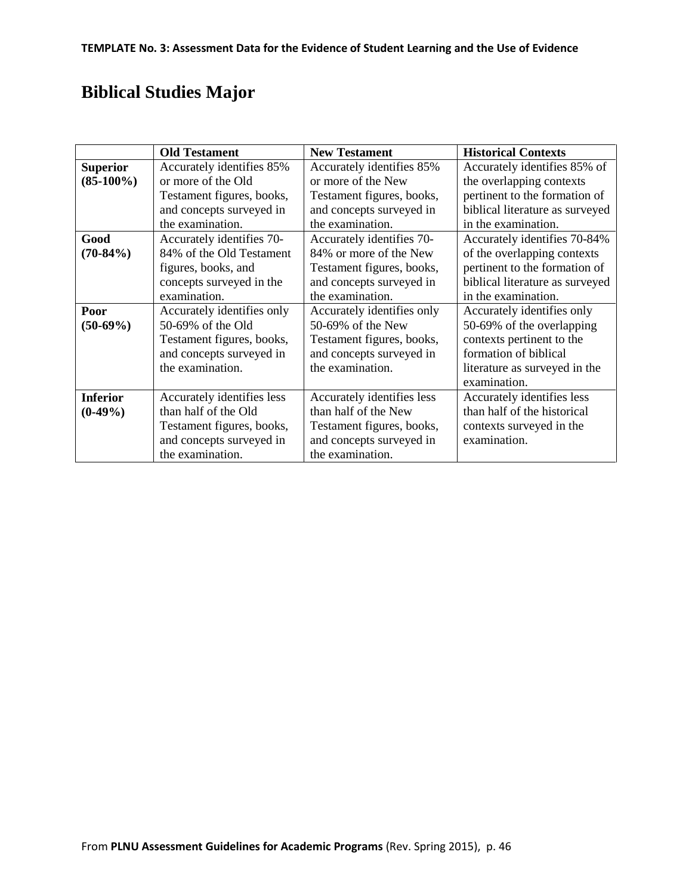**TEMPLATE No. 3: Assessment Data for the Evidence of Student Learning and the Use of Evidence**

# Biblical Studies Major

| | Old Testament | New Testament | Historical Contexts |
|---|---|---|---|
| **Superior (85-100%)** | Accurately identifies 85% or more of the Old Testament figures, books, and concepts surveyed in the examination. | Accurately identifies 85% or more of the New Testament figures, books, and concepts surveyed in the examination. | Accurately identifies 85% of the overlapping contexts pertinent to the formation of biblical literature as surveyed in the examination. |
| **Good (70-84%)** | Accurately identifies 70-84% of the Old Testament figures, books, and concepts surveyed in the examination. | Accurately identifies 70-84% or more of the New Testament figures, books, and concepts surveyed in the examination. | Accurately identifies 70-84% of the overlapping contexts pertinent to the formation of biblical literature as surveyed in the examination. |
| **Poor (50-69%)** | Accurately identifies only 50-69% of the Old Testament figures, books, and concepts surveyed in the examination. | Accurately identifies only 50-69% of the New Testament figures, books, and concepts surveyed in the examination. | Accurately identifies only 50-69% of the overlapping contexts pertinent to the formation of biblical literature as surveyed in the examination. |
| **Inferior (0-49%)** | Accurately identifies less than half of the Old Testament figures, books, and concepts surveyed in the examination. | Accurately identifies less than half of the New Testament figures, books, and concepts surveyed in the examination. | Accurately identifies less than half of the historical contexts surveyed in the examination. |